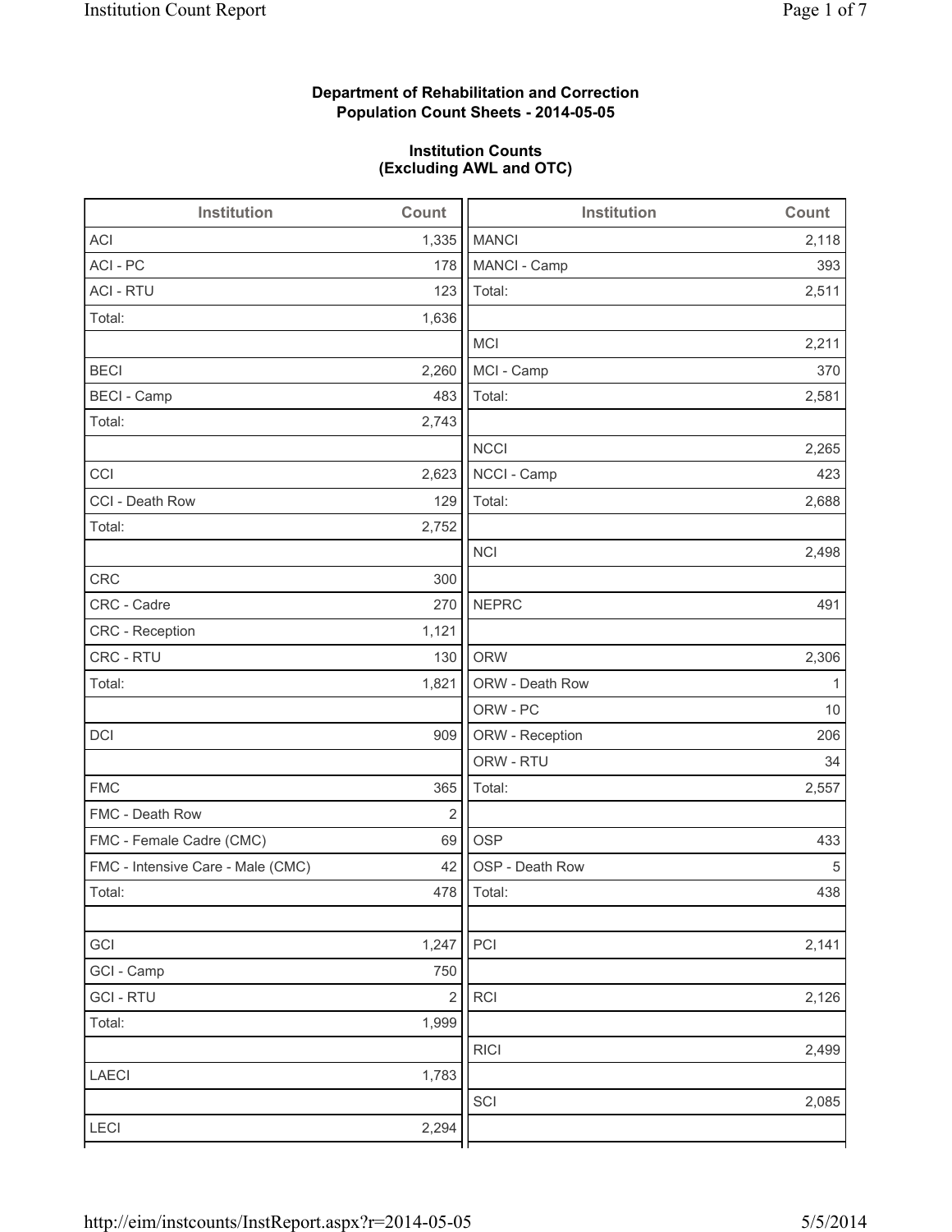**Department of Rehabilitation and Correction**
**Population Count Sheets - 2014-05-05**

**Institution Counts**
**(Excluding AWL and OTC)**

| Institution | Count |
|---|---|
| ACI | 1,335 |
| ACI - PC | 178 |
| ACI - RTU | 123 |
| Total: | 1,636 |
| | |
| BECI | 2,260 |
| BECI - Camp | 483 |
| Total: | 2,743 |
| | |
| CCI | 2,623 |
| CCI - Death Row | 129 |
| Total: | 2,752 |
| | |
| CRC | 300 |
| CRC - Cadre | 270 |
| CRC - Reception | 1,121 |
| CRC - RTU | 130 |
| Total: | 1,821 |
| | |
| DCI | 909 |
| | |
| FMC | 365 |
| FMC - Death Row | 2 |
| FMC - Female Cadre (CMC) | 69 |
| FMC - Intensive Care - Male (CMC) | 42 |
| Total: | 478 |
| | |
| GCI | 1,247 |
| GCI - Camp | 750 |
| GCI - RTU | 2 |
| Total: | 1,999 |
| | |
| LAECI | 1,783 |
| | |
| LECI | 2,294 |

| Institution | Count |
|---|---|
| MANCI | 2,118 |
| MANCI - Camp | 393 |
| Total: | 2,511 |
| | |
| MCI | 2,211 |
| MCI - Camp | 370 |
| Total: | 2,581 |
| | |
| NCCI | 2,265 |
| NCCI - Camp | 423 |
| Total: | 2,688 |
| | |
| NCI | 2,498 |
| | |
| NEPRC | 491 |
| | |
| ORW | 2,306 |
| ORW - Death Row | 1 |
| ORW - PC | 10 |
| ORW - Reception | 206 |
| ORW - RTU | 34 |
| Total: | 2,557 |
| | |
| OSP | 433 |
| OSP - Death Row | 5 |
| Total: | 438 |
| | |
| PCI | 2,141 |
| | |
| RCI | 2,126 |
| | |
| RICI | 2,499 |
| | |
| SCI | 2,085 |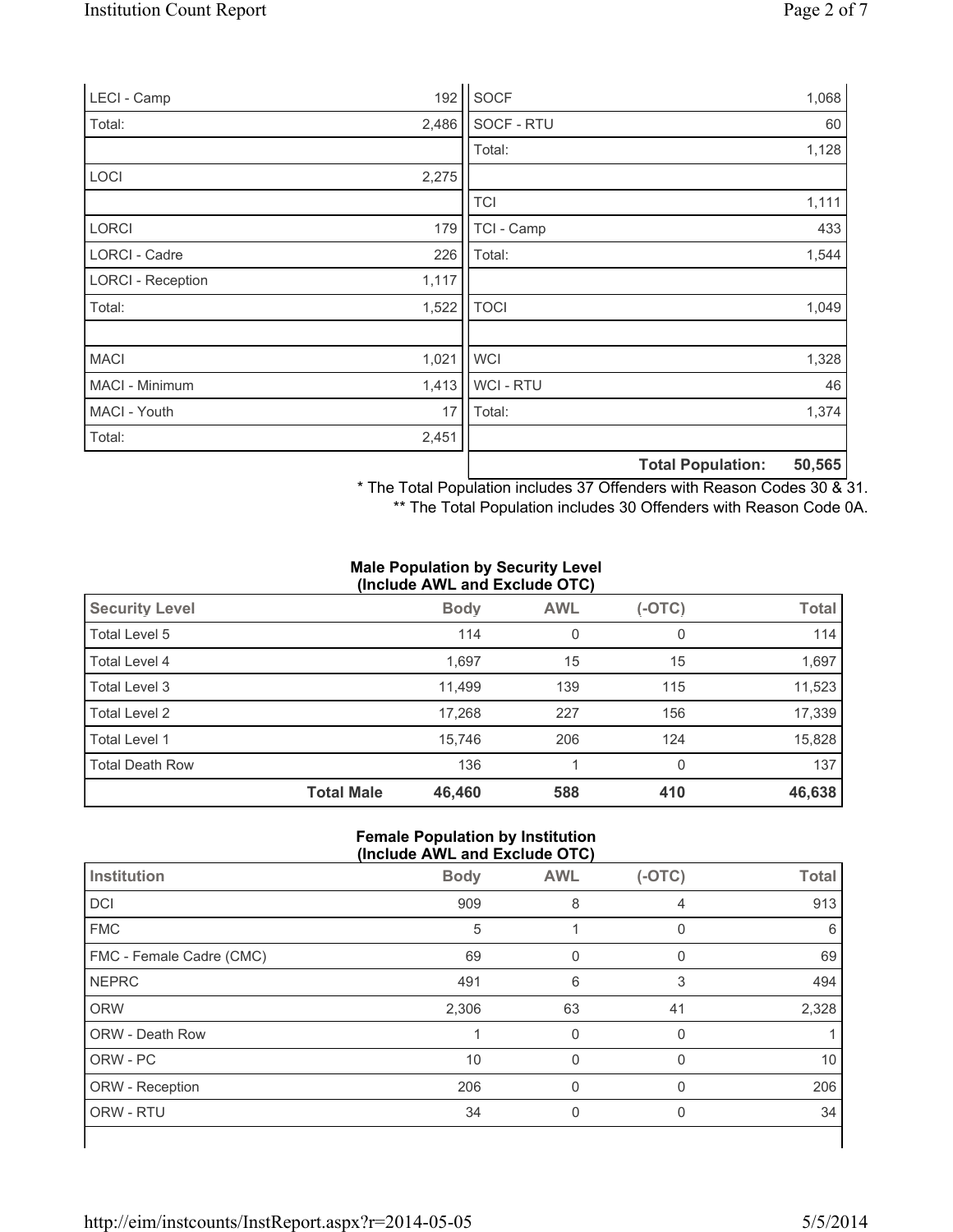| | |
|---|---|
| LECI - Camp | 192 |
| Total: | 2,486 |
| | |
| LOCI | 2,275 |
| | |
| LORCI | 179 |
| LORCI - Cadre | 226 |
| LORCI - Reception | 1,117 |
| Total: | 1,522 |
| | |
| MACI | 1,021 |
| MACI - Minimum | 1,413 |
| MACI - Youth | 17 |
| Total: | 2,451 |

| | |
|---|---|
| SOCF | 1,068 |
| SOCF - RTU | 60 |
| Total: | 1,128 |
| | |
| TCI | 1,111 |
| TCI - Camp | 433 |
| Total: | 1,544 |
| | |
| TOCI | 1,049 |
| | |
| WCI | 1,328 |
| WCI - RTU | 46 |
| Total: | 1,374 |
| | |
| **Total Population:** | **50,565** |

\* The Total Population includes 37 Offenders with Reason Codes 30 & 31.

\*\* The Total Population includes 30 Offenders with Reason Code 0A.

**Male Population by Security Level (Include AWL and Exclude OTC)**

| Security Level | | Body | AWL | (-OTC) | Total |
|---|---|---|---|---|---|
| Total Level 5 | | 114 | 0 | 0 | 114 |
| Total Level 4 | | 1,697 | 15 | 15 | 1,697 |
| Total Level 3 | | 11,499 | 139 | 115 | 11,523 |
| Total Level 2 | | 17,268 | 227 | 156 | 17,339 |
| Total Level 1 | | 15,746 | 206 | 124 | 15,828 |
| Total Death Row | | 136 | 1 | 0 | 137 |
| | **Total Male** | **46,460** | **588** | **410** | **46,638** |

**Female Population by Institution (Include AWL and Exclude OTC)**

| Institution | Body | AWL | (-OTC) | Total |
|---|---|---|---|---|
| DCI | 909 | 8 | 4 | 913 |
| FMC | 5 | 1 | 0 | 6 |
| FMC - Female Cadre (CMC) | 69 | 0 | 0 | 69 |
| NEPRC | 491 | 6 | 3 | 494 |
| ORW | 2,306 | 63 | 41 | 2,328 |
| ORW - Death Row | 1 | 0 | 0 | 1 |
| ORW - PC | 10 | 0 | 0 | 10 |
| ORW - Reception | 206 | 0 | 0 | 206 |
| ORW - RTU | 34 | 0 | 0 | 34 |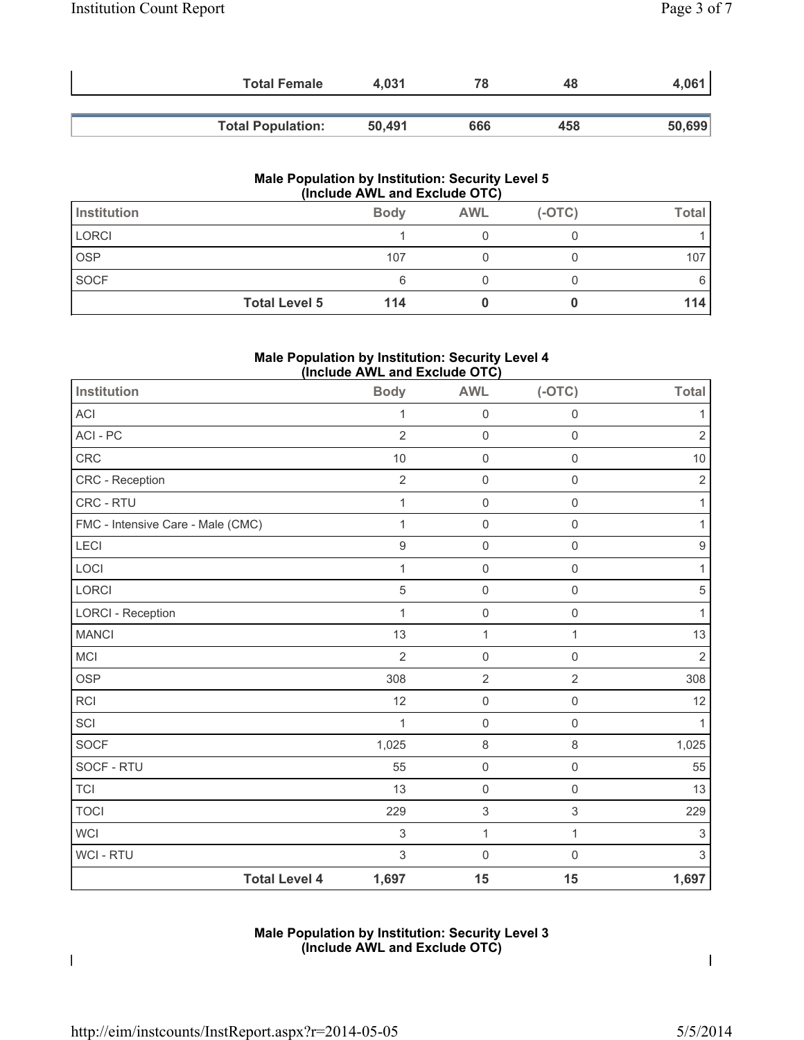| | Body | AWL | (-OTC) | Total |
|---|---|---|---|---|
| **Total Female** | **4,031** | **78** | **48** | **4,061** |
| **Total Population:** | **50,491** | **666** | **458** | **50,699** |

### Male Population by Institution: Security Level 5 (Include AWL and Exclude OTC)

| Institution | Body | AWL | (-OTC) | Total |
|---|---|---|---|---|
| LORCI | 1 | 0 | 0 | 1 |
| OSP | 107 | 0 | 0 | 107 |
| SOCF | 6 | 0 | 0 | 6 |
| **Total Level 5** | **114** | **0** | **0** | **114** |

### Male Population by Institution: Security Level 4 (Include AWL and Exclude OTC)

| Institution | Body | AWL | (-OTC) | Total |
|---|---|---|---|---|
| ACI | 1 | 0 | 0 | 1 |
| ACI - PC | 2 | 0 | 0 | 2 |
| CRC | 10 | 0 | 0 | 10 |
| CRC - Reception | 2 | 0 | 0 | 2 |
| CRC - RTU | 1 | 0 | 0 | 1 |
| FMC - Intensive Care - Male (CMC) | 1 | 0 | 0 | 1 |
| LECI | 9 | 0 | 0 | 9 |
| LOCI | 1 | 0 | 0 | 1 |
| LORCI | 5 | 0 | 0 | 5 |
| LORCI - Reception | 1 | 0 | 0 | 1 |
| MANCI | 13 | 1 | 1 | 13 |
| MCI | 2 | 0 | 0 | 2 |
| OSP | 308 | 2 | 2 | 308 |
| RCI | 12 | 0 | 0 | 12 |
| SCI | 1 | 0 | 0 | 1 |
| SOCF | 1,025 | 8 | 8 | 1,025 |
| SOCF - RTU | 55 | 0 | 0 | 55 |
| TCI | 13 | 0 | 0 | 13 |
| TOCI | 229 | 3 | 3 | 229 |
| WCI | 3 | 1 | 1 | 3 |
| WCI - RTU | 3 | 0 | 0 | 3 |
| **Total Level 4** | **1,697** | **15** | **15** | **1,697** |

### Male Population by Institution: Security Level 3 (Include AWL and Exclude OTC)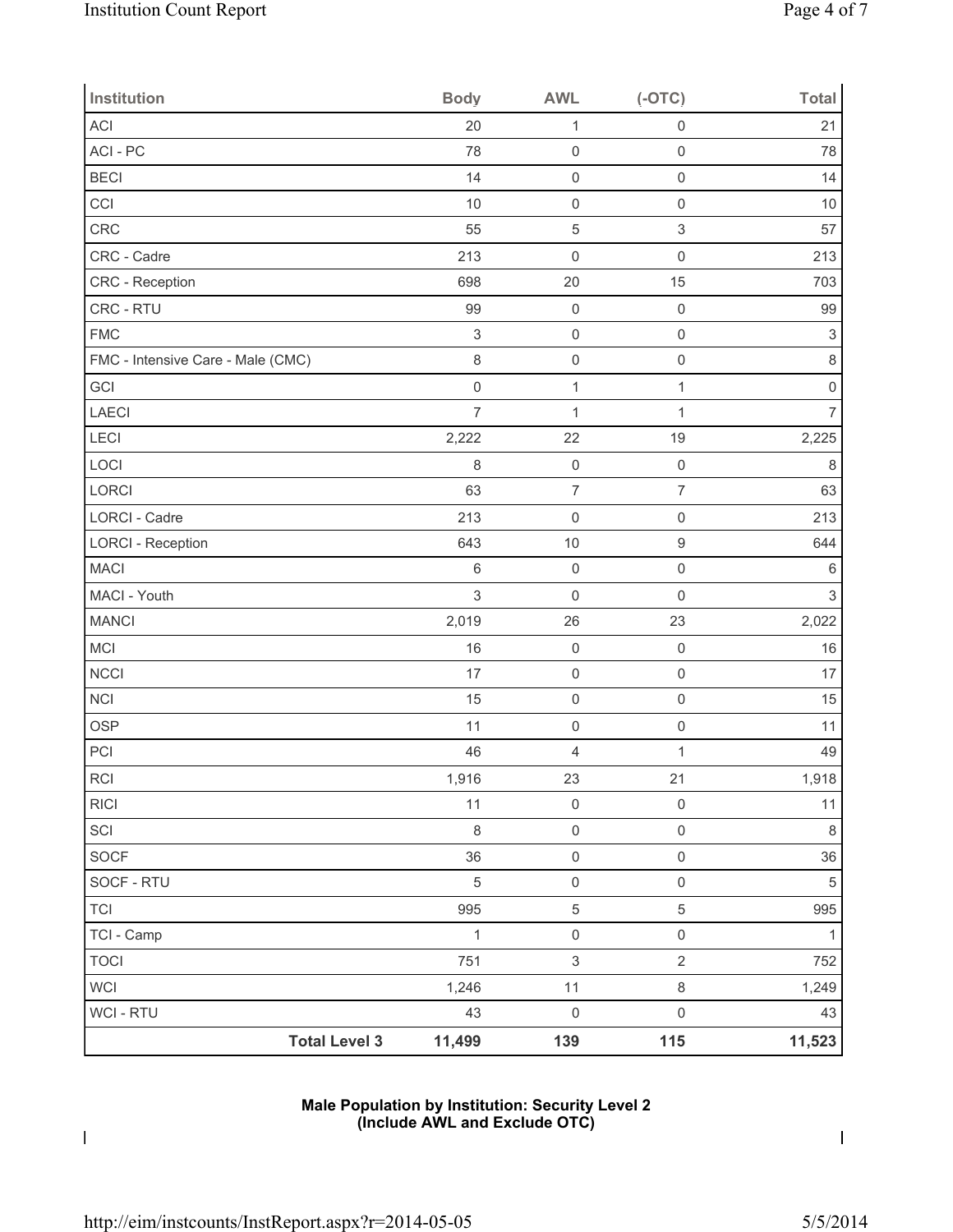| Institution | Body | AWL | (-OTC) | Total |
|---|---|---|---|---|
| ACI | 20 | 1 | 0 | 21 |
| ACI - PC | 78 | 0 | 0 | 78 |
| BECI | 14 | 0 | 0 | 14 |
| CCI | 10 | 0 | 0 | 10 |
| CRC | 55 | 5 | 3 | 57 |
| CRC - Cadre | 213 | 0 | 0 | 213 |
| CRC - Reception | 698 | 20 | 15 | 703 |
| CRC - RTU | 99 | 0 | 0 | 99 |
| FMC | 3 | 0 | 0 | 3 |
| FMC - Intensive Care - Male (CMC) | 8 | 0 | 0 | 8 |
| GCI | 0 | 1 | 1 | 0 |
| LAECI | 7 | 1 | 1 | 7 |
| LECI | 2,222 | 22 | 19 | 2,225 |
| LOCI | 8 | 0 | 0 | 8 |
| LORCI | 63 | 7 | 7 | 63 |
| LORCI - Cadre | 213 | 0 | 0 | 213 |
| LORCI - Reception | 643 | 10 | 9 | 644 |
| MACI | 6 | 0 | 0 | 6 |
| MACI - Youth | 3 | 0 | 0 | 3 |
| MANCI | 2,019 | 26 | 23 | 2,022 |
| MCI | 16 | 0 | 0 | 16 |
| NCCI | 17 | 0 | 0 | 17 |
| NCI | 15 | 0 | 0 | 15 |
| OSP | 11 | 0 | 0 | 11 |
| PCI | 46 | 4 | 1 | 49 |
| RCI | 1,916 | 23 | 21 | 1,918 |
| RICI | 11 | 0 | 0 | 11 |
| SCI | 8 | 0 | 0 | 8 |
| SOCF | 36 | 0 | 0 | 36 |
| SOCF - RTU | 5 | 0 | 0 | 5 |
| TCI | 995 | 5 | 5 | 995 |
| TCI - Camp | 1 | 0 | 0 | 1 |
| TOCI | 751 | 3 | 2 | 752 |
| WCI | 1,246 | 11 | 8 | 1,249 |
| WCI - RTU | 43 | 0 | 0 | 43 |
| **Total Level 3** | **11,499** | **139** | **115** | **11,523** |

**Male Population by Institution: Security Level 2**
**(Include AWL and Exclude OTC)**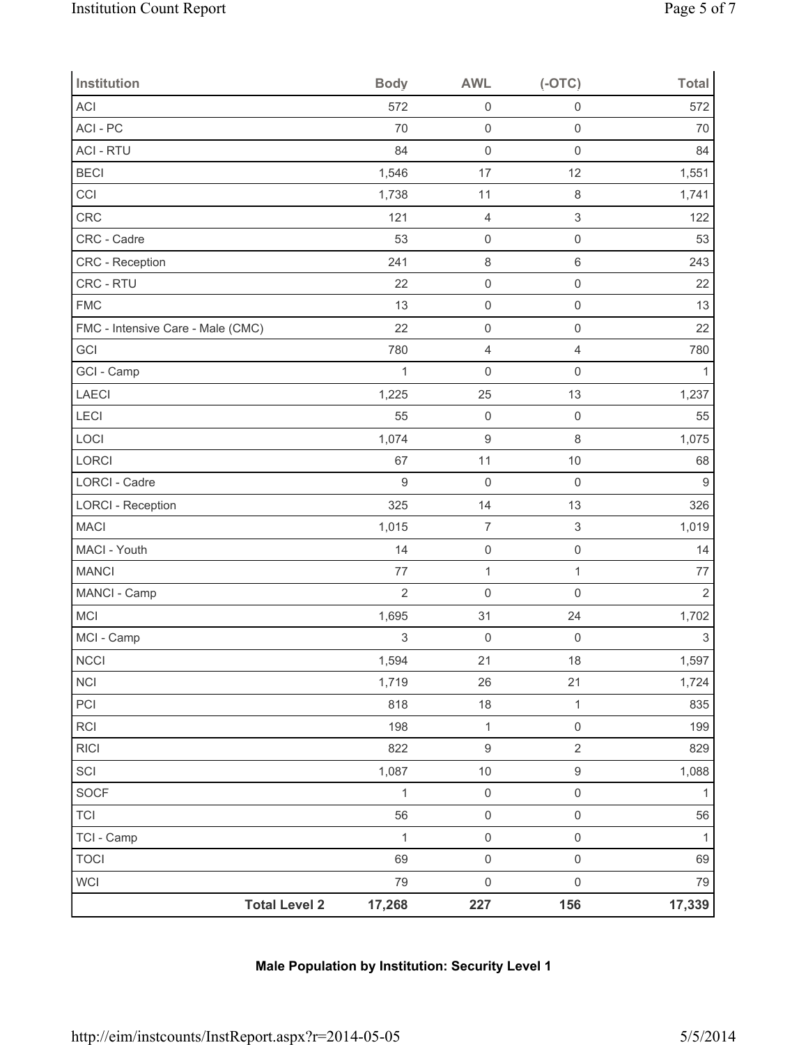| Institution | Body | AWL | (-OTC) | Total |
|---|---|---|---|---|
| ACI | 572 | 0 | 0 | 572 |
| ACI - PC | 70 | 0 | 0 | 70 |
| ACI - RTU | 84 | 0 | 0 | 84 |
| BECI | 1,546 | 17 | 12 | 1,551 |
| CCI | 1,738 | 11 | 8 | 1,741 |
| CRC | 121 | 4 | 3 | 122 |
| CRC - Cadre | 53 | 0 | 0 | 53 |
| CRC - Reception | 241 | 8 | 6 | 243 |
| CRC - RTU | 22 | 0 | 0 | 22 |
| FMC | 13 | 0 | 0 | 13 |
| FMC - Intensive Care - Male (CMC) | 22 | 0 | 0 | 22 |
| GCI | 780 | 4 | 4 | 780 |
| GCI - Camp | 1 | 0 | 0 | 1 |
| LAECI | 1,225 | 25 | 13 | 1,237 |
| LECI | 55 | 0 | 0 | 55 |
| LOCI | 1,074 | 9 | 8 | 1,075 |
| LORCI | 67 | 11 | 10 | 68 |
| LORCI - Cadre | 9 | 0 | 0 | 9 |
| LORCI - Reception | 325 | 14 | 13 | 326 |
| MACI | 1,015 | 7 | 3 | 1,019 |
| MACI - Youth | 14 | 0 | 0 | 14 |
| MANCI | 77 | 1 | 1 | 77 |
| MANCI - Camp | 2 | 0 | 0 | 2 |
| MCI | 1,695 | 31 | 24 | 1,702 |
| MCI - Camp | 3 | 0 | 0 | 3 |
| NCCI | 1,594 | 21 | 18 | 1,597 |
| NCI | 1,719 | 26 | 21 | 1,724 |
| PCI | 818 | 18 | 1 | 835 |
| RCI | 198 | 1 | 0 | 199 |
| RICI | 822 | 9 | 2 | 829 |
| SCI | 1,087 | 10 | 9 | 1,088 |
| SOCF | 1 | 0 | 0 | 1 |
| TCI | 56 | 0 | 0 | 56 |
| TCI - Camp | 1 | 0 | 0 | 1 |
| TOCI | 69 | 0 | 0 | 69 |
| WCI | 79 | 0 | 0 | 79 |
| **Total Level 2** | **17,268** | **227** | **156** | **17,339** |

**Male Population by Institution: Security Level 1**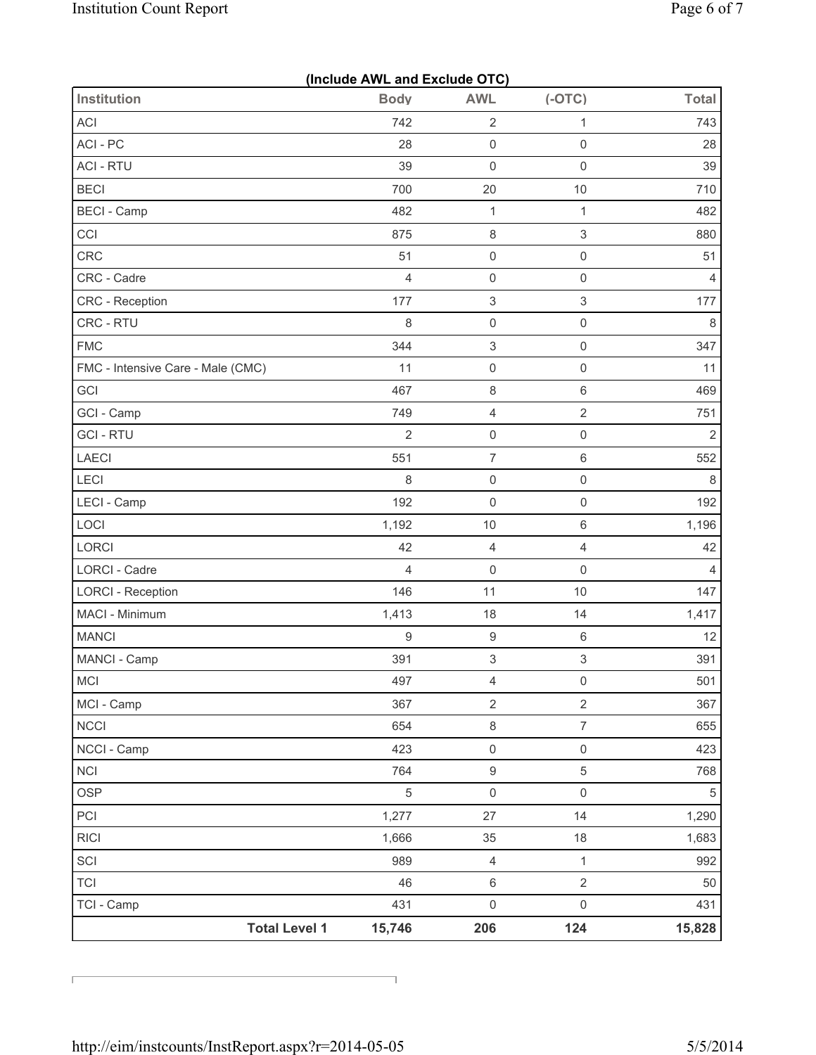**(Include AWL and Exclude OTC)**

| Institution | Body | AWL | (-OTC) | Total |
|---|---|---|---|---|
| ACI | 742 | 2 | 1 | 743 |
| ACI - PC | 28 | 0 | 0 | 28 |
| ACI - RTU | 39 | 0 | 0 | 39 |
| BECI | 700 | 20 | 10 | 710 |
| BECI - Camp | 482 | 1 | 1 | 482 |
| CCI | 875 | 8 | 3 | 880 |
| CRC | 51 | 0 | 0 | 51 |
| CRC - Cadre | 4 | 0 | 0 | 4 |
| CRC - Reception | 177 | 3 | 3 | 177 |
| CRC - RTU | 8 | 0 | 0 | 8 |
| FMC | 344 | 3 | 0 | 347 |
| FMC - Intensive Care - Male (CMC) | 11 | 0 | 0 | 11 |
| GCI | 467 | 8 | 6 | 469 |
| GCI - Camp | 749 | 4 | 2 | 751 |
| GCI - RTU | 2 | 0 | 0 | 2 |
| LAECI | 551 | 7 | 6 | 552 |
| LECI | 8 | 0 | 0 | 8 |
| LECI - Camp | 192 | 0 | 0 | 192 |
| LOCI | 1,192 | 10 | 6 | 1,196 |
| LORCI | 42 | 4 | 4 | 42 |
| LORCI - Cadre | 4 | 0 | 0 | 4 |
| LORCI - Reception | 146 | 11 | 10 | 147 |
| MACI - Minimum | 1,413 | 18 | 14 | 1,417 |
| MANCI | 9 | 9 | 6 | 12 |
| MANCI - Camp | 391 | 3 | 3 | 391 |
| MCI | 497 | 4 | 0 | 501 |
| MCI - Camp | 367 | 2 | 2 | 367 |
| NCCI | 654 | 8 | 7 | 655 |
| NCCI - Camp | 423 | 0 | 0 | 423 |
| NCI | 764 | 9 | 5 | 768 |
| OSP | 5 | 0 | 0 | 5 |
| PCI | 1,277 | 27 | 14 | 1,290 |
| RICI | 1,666 | 35 | 18 | 1,683 |
| SCI | 989 | 4 | 1 | 992 |
| TCI | 46 | 6 | 2 | 50 |
| TCI - Camp | 431 | 0 | 0 | 431 |
| **Total Level 1** | **15,746** | **206** | **124** | **15,828** |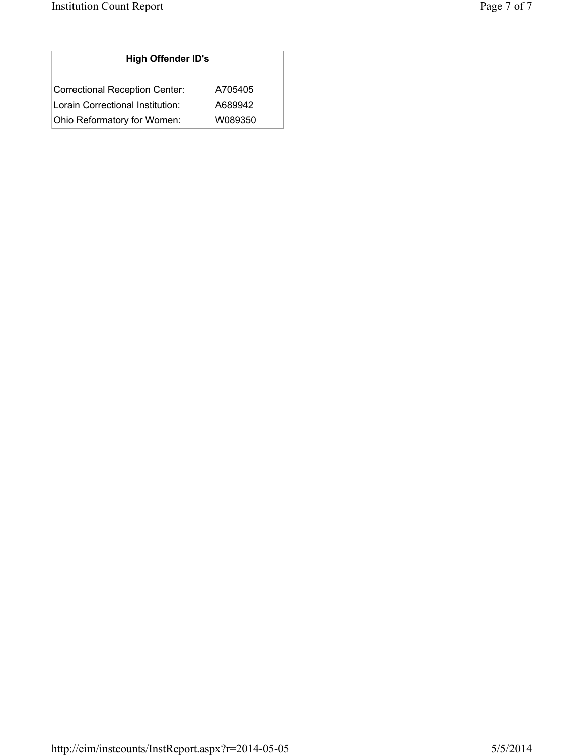| High Offender ID's | |
| --- | --- |
| Correctional Reception Center: | A705405 |
| Lorain Correctional Institution: | A689942 |
| Ohio Reformatory for Women: | W089350 |